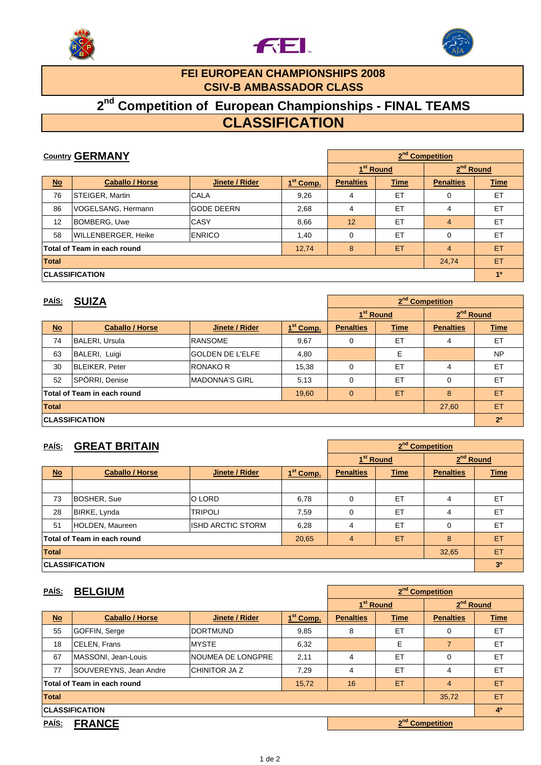# FEI EUROPEAN CHAMPIONSHIPS 2008
## CSIV-B AMBASSADOR CLASS

# 2nd Competition of European Championships - FINAL TEAMS
# CLASSIFICATION

**Country GERMANY**

| | | | | 2nd Competition | | | |
|---|---|---|---|---|---|---|---|
| | | | | 1st Round | | 2nd Round | |
| No | Caballo / Horse | Jinete / Rider | 1st Comp. | Penalties | Time | Penalties | Time |
| 76 | STEIGER, Martin | CALA | 9,26 | 4 | ET | 0 | ET |
| 86 | VOGELSANG, Hermann | GODE DEERN | 2,68 | 4 | ET | 4 | ET |
| 12 | BOMBERG, Uwe | CASY | 8,66 | 12 | ET | 4 | ET |
| 58 | WILLENBERGER, Heike | ENRICO | 1,40 | 0 | ET | 0 | ET |
| Total of Team in each round | | | 12,74 | 8 | ET | 4 | ET |
| Total | | | | | | 24,74 | ET |
| CLASSIFICATION | | | | | | | 1º |

**PAÍS: SUIZA**

| | | | | 2nd Competition | | | |
|---|---|---|---|---|---|---|---|
| | | | | 1st Round | | 2nd Round | |
| No | Caballo / Horse | Jinete / Rider | 1st Comp. | Penalties | Time | Penalties | Time |
| 74 | BALERI, Ursula | RANSOME | 9,67 | 0 | ET | 4 | ET |
| 63 | BALERI, Luigi | GOLDEN DE L'ELFE | 4,80 | | E | | NP |
| 30 | BLEIKER, Peter | RONAKO R | 15,38 | 0 | ET | 4 | ET |
| 52 | SPÖRRI, Denise | MADONNA'S GIRL | 5,13 | 0 | ET | 0 | ET |
| Total of Team in each round | | | 19,60 | 0 | ET | 8 | ET |
| Total | | | | | | 27,60 | ET |
| CLASSIFICATION | | | | | | | 2º |

**PAÍS: GREAT BRITAIN**

| | | | | 2nd Competition | | | |
|---|---|---|---|---|---|---|---|
| | | | | 1st Round | | 2nd Round | |
| No | Caballo / Horse | Jinete / Rider | 1st Comp. | Penalties | Time | Penalties | Time |
| | | | | | | | |
| 73 | BOSHER, Sue | O LORD | 6,78 | 0 | ET | 4 | ET |
| 28 | BIRKE, Lynda | TRIPOLI | 7,59 | 0 | ET | 4 | ET |
| 51 | HOLDEN, Maureen | ISHD ARCTIC STORM | 6,28 | 4 | ET | 0 | ET |
| Total of Team in each round | | | 20,65 | 4 | ET | 8 | ET |
| Total | | | | | | 32,65 | ET |
| CLASSIFICATION | | | | | | | 3º |

**PAÍS: BELGIUM**

| | | | | 2nd Competition | | | |
|---|---|---|---|---|---|---|---|
| | | | | 1st Round | | 2nd Round | |
| No | Caballo / Horse | Jinete / Rider | 1st Comp. | Penalties | Time | Penalties | Time |
| 55 | GOFFIN, Serge | DORTMUND | 9,85 | 8 | ET | 0 | ET |
| 18 | CELEN, Frans | MYSTE | 6,32 | | E | 7 | ET |
| 67 | MASSONI, Jean-Louis | NOUMEA DE LONGPRE | 2,11 | 4 | ET | 0 | ET |
| 77 | SOUVEREYNS, Jean Andre | CHINITOR JA Z | 7,29 | 4 | ET | 4 | ET |
| Total of Team in each round | | | 15,72 | 16 | ET | 4 | ET |
| Total | | | | | | 35,72 | ET |
| CLASSIFICATION | | | | | | | 4º |

**PAÍS: FRANCE**

2nd Competition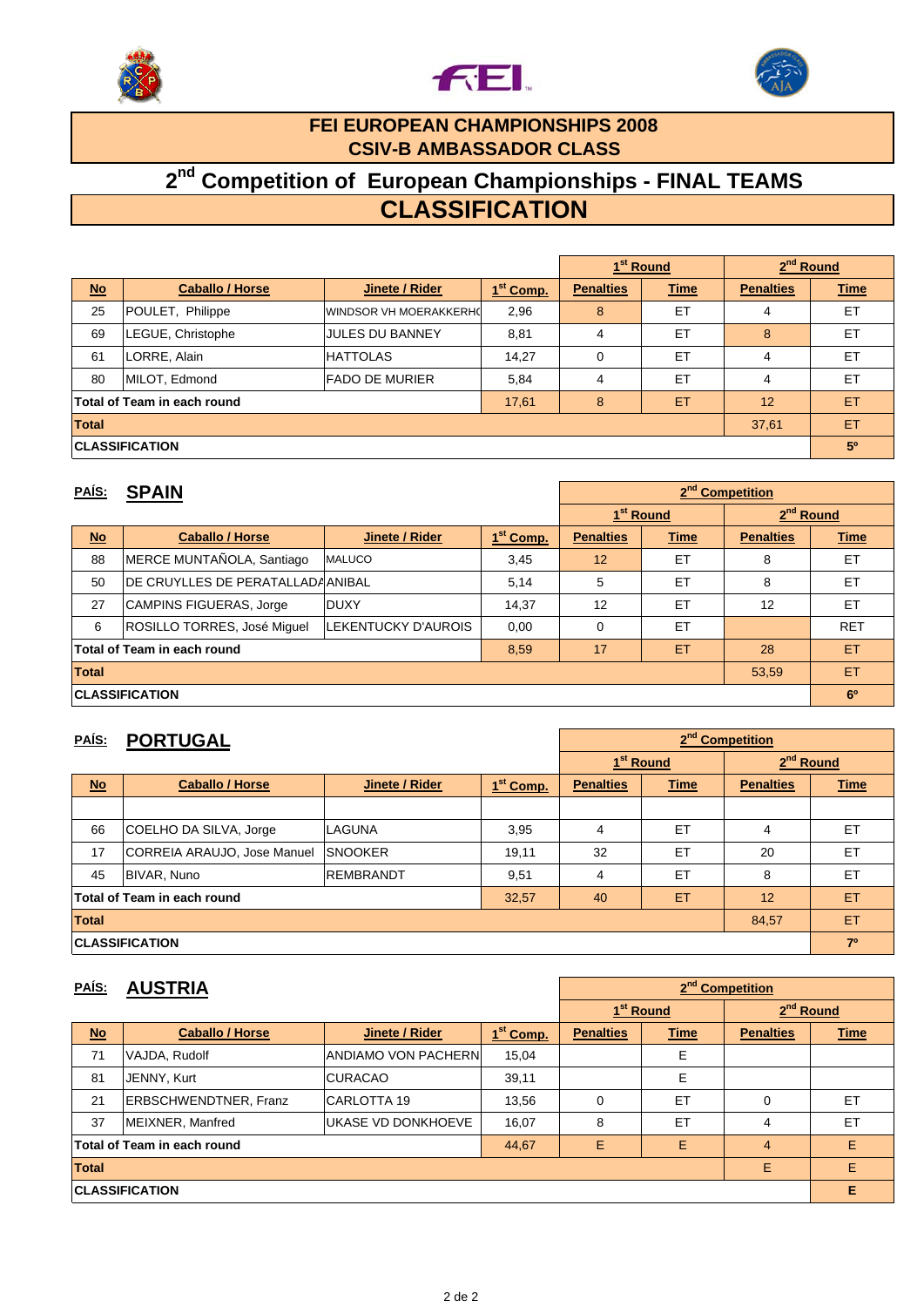# FEI EUROPEAN CHAMPIONSHIPS 2008
## CSIV-B AMBASSADOR CLASS

## 2nd Competition of European Championships - FINAL TEAMS
# CLASSIFICATION

| | | | | 1st Round | | 2nd Round | |
|---|---|---|---|---|---|---|---|
| **No** | **Caballo / Horse** | **Jinete / Rider** | **1st Comp.** | **Penalties** | **Time** | **Penalties** | **Time** |
| 25 | POULET, Philippe | WINDSOR VH MOERAKKERHO | 2,96 | 8 | ET | 4 | ET |
| 69 | LEGUE, Christophe | JULES DU BANNEY | 8,81 | 4 | ET | 8 | ET |
| 61 | LORRE, Alain | HATTOLAS | 14,27 | 0 | ET | 4 | ET |
| 80 | MILOT, Edmond | FADO DE MURIER | 5,84 | 4 | ET | 4 | ET |
| **Total of Team in each round** | | | 17,61 | 8 | ET | 12 | ET |
| **Total** | | | | | | 37,61 | ET |
| **CLASSIFICATION** | | | | | | | **5º** |

**PAÍS:** **SPAIN**

| | | | | 2nd Competition | | | |
|---|---|---|---|---|---|---|---|
| | | | | 1st Round | | 2nd Round | |
| **No** | **Caballo / Horse** | **Jinete / Rider** | **1st Comp.** | **Penalties** | **Time** | **Penalties** | **Time** |
| 88 | MERCE MUNTAÑOLA, Santiago | MALUCO | 3,45 | 12 | ET | 8 | ET |
| 50 | DE CRUYLLES DE PERATALLADA | ANIBAL | 5,14 | 5 | ET | 8 | ET |
| 27 | CAMPINS FIGUERAS, Jorge | DUXY | 14,37 | 12 | ET | 12 | ET |
| 6 | ROSILLO TORRES, José Miguel | LEKENTUCKY D'AUROIS | 0,00 | 0 | ET | | RET |
| **Total of Team in each round** | | | 8,59 | 17 | ET | 28 | ET |
| **Total** | | | | | | 53,59 | ET |
| **CLASSIFICATION** | | | | | | | **6º** |

**PAÍS:** **PORTUGAL**

| | | | | 2nd Competition | | | |
|---|---|---|---|---|---|---|---|
| | | | | 1st Round | | 2nd Round | |
| **No** | **Caballo / Horse** | **Jinete / Rider** | **1st Comp.** | **Penalties** | **Time** | **Penalties** | **Time** |
| | | | | | | | |
| 66 | COELHO DA SILVA, Jorge | LAGUNA | 3,95 | 4 | ET | 4 | ET |
| 17 | CORREIA ARAUJO, Jose Manuel | SNOOKER | 19,11 | 32 | ET | 20 | ET |
| 45 | BIVAR, Nuno | REMBRANDT | 9,51 | 4 | ET | 8 | ET |
| **Total of Team in each round** | | | 32,57 | 40 | ET | 12 | ET |
| **Total** | | | | | | 84,57 | ET |
| **CLASSIFICATION** | | | | | | | **7º** |

**PAÍS:** **AUSTRIA**

| | | | | 2nd Competition | | | |
|---|---|---|---|---|---|---|---|
| | | | | 1st Round | | 2nd Round | |
| **No** | **Caballo / Horse** | **Jinete / Rider** | **1st Comp.** | **Penalties** | **Time** | **Penalties** | **Time** |
| 71 | VAJDA, Rudolf | ANDIAMO VON PACHERN | 15,04 | | E | | |
| 81 | JENNY, Kurt | CURACAO | 39,11 | | E | | |
| 21 | ERBSCHWENDTNER, Franz | CARLOTTA 19 | 13,56 | 0 | ET | 0 | ET |
| 37 | MEIXNER, Manfred | UKASE VD DONKHOEVE | 16,07 | 8 | ET | 4 | ET |
| **Total of Team in each round** | | | 44,67 | E | E | 4 | E |
| **Total** | | | | | | E | E |
| **CLASSIFICATION** | | | | | | | **E** |